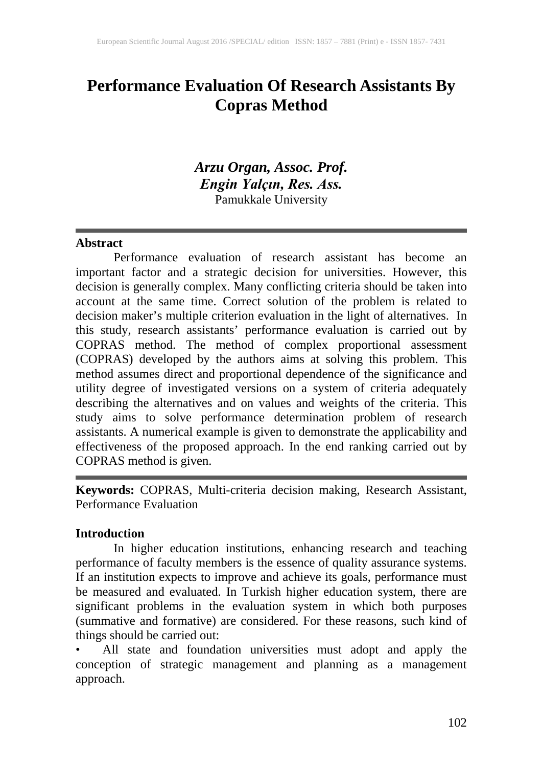# Performance Evaluation Of Research Assistants By Copras Method

***Arzu Organ, Assoc. Prof.***
***Engin Yalçın, Res. Ass.***
Pamukkale University

---

## Abstract

Performance evaluation of research assistant has become an important factor and a strategic decision for universities. However, this decision is generally complex. Many conflicting criteria should be taken into account at the same time. Correct solution of the problem is related to decision maker's multiple criterion evaluation in the light of alternatives. In this study, research assistants' performance evaluation is carried out by COPRAS method. The method of complex proportional assessment (COPRAS) developed by the authors aims at solving this problem. This method assumes direct and proportional dependence of the significance and utility degree of investigated versions on a system of criteria adequately describing the alternatives and on values and weights of the criteria. This study aims to solve performance determination problem of research assistants. A numerical example is given to demonstrate the applicability and effectiveness of the proposed approach. In the end ranking carried out by COPRAS method is given.

---

**Keywords:** COPRAS, Multi-criteria decision making, Research Assistant, Performance Evaluation

## Introduction

In higher education institutions, enhancing research and teaching performance of faculty members is the essence of quality assurance systems. If an institution expects to improve and achieve its goals, performance must be measured and evaluated. In Turkish higher education system, there are significant problems in the evaluation system in which both purposes (summative and formative) are considered. For these reasons, such kind of things should be carried out:

- All state and foundation universities must adopt and apply the conception of strategic management and planning as a management approach.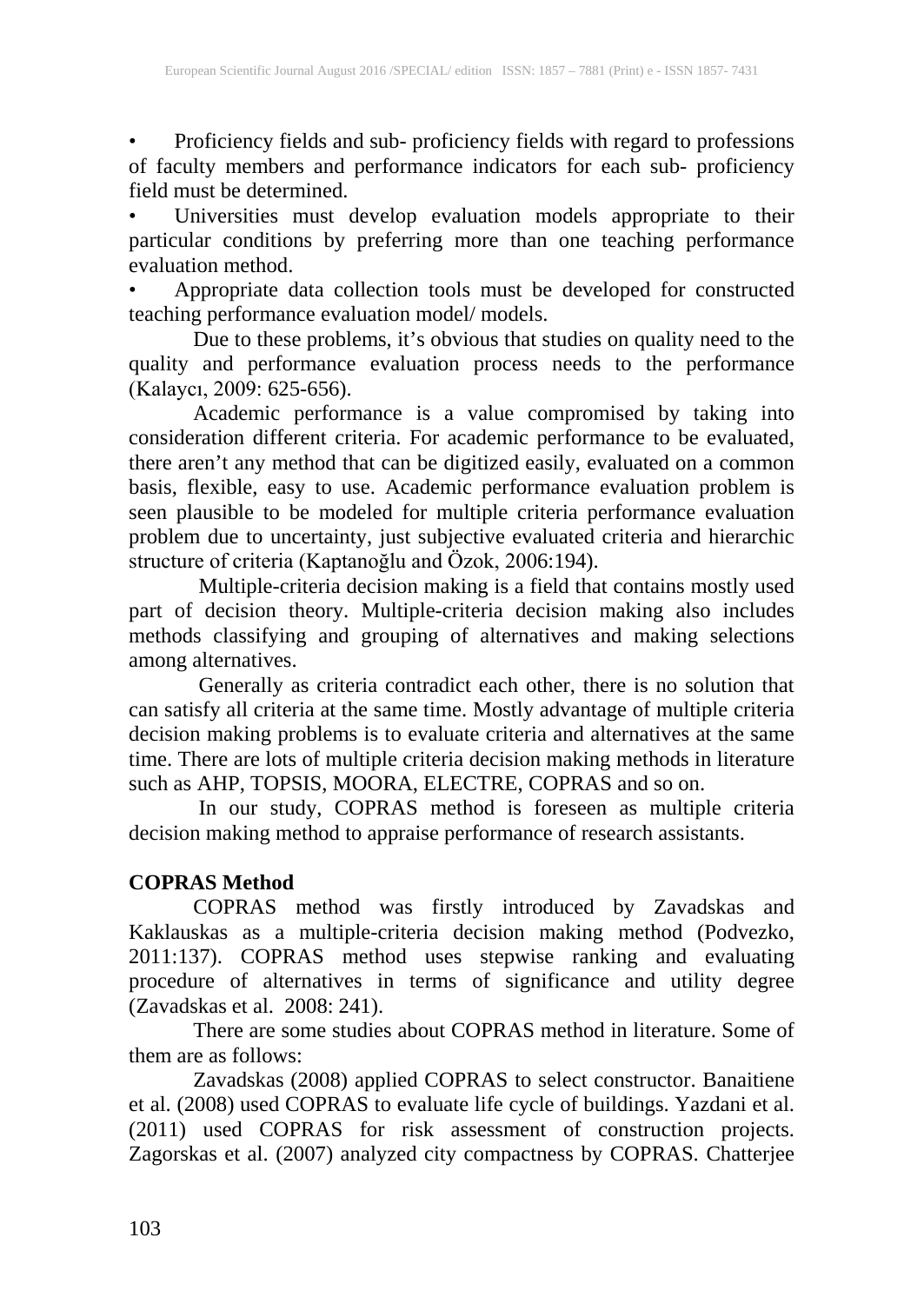- Proficiency fields and sub- proficiency fields with regard to professions of faculty members and performance indicators for each sub- proficiency field must be determined.
- Universities must develop evaluation models appropriate to their particular conditions by preferring more than one teaching performance evaluation method.
- Appropriate data collection tools must be developed for constructed teaching performance evaluation model/ models.

Due to these problems, it's obvious that studies on quality need to the quality and performance evaluation process needs to the performance (Kalaycı, 2009: 625-656).

Academic performance is a value compromised by taking into consideration different criteria. For academic performance to be evaluated, there aren't any method that can be digitized easily, evaluated on a common basis, flexible, easy to use. Academic performance evaluation problem is seen plausible to be modeled for multiple criteria performance evaluation problem due to uncertainty, just subjective evaluated criteria and hierarchic structure of criteria (Kaptanoğlu and Özok, 2006:194).

Multiple-criteria decision making is a field that contains mostly used part of decision theory. Multiple-criteria decision making also includes methods classifying and grouping of alternatives and making selections among alternatives.

Generally as criteria contradict each other, there is no solution that can satisfy all criteria at the same time. Mostly advantage of multiple criteria decision making problems is to evaluate criteria and alternatives at the same time. There are lots of multiple criteria decision making methods in literature such as AHP, TOPSIS, MOORA, ELECTRE, COPRAS and so on.

In our study, COPRAS method is foreseen as multiple criteria decision making method to appraise performance of research assistants.

**COPRAS Method**

COPRAS method was firstly introduced by Zavadskas and Kaklauskas as a multiple-criteria decision making method (Podvezko, 2011:137). COPRAS method uses stepwise ranking and evaluating procedure of alternatives in terms of significance and utility degree (Zavadskas et al. 2008: 241).

There are some studies about COPRAS method in literature. Some of them are as follows:

Zavadskas (2008) applied COPRAS to select constructor. Banaitiene et al. (2008) used COPRAS to evaluate life cycle of buildings. Yazdani et al. (2011) used COPRAS for risk assessment of construction projects. Zagorskas et al. (2007) analyzed city compactness by COPRAS. Chatterjee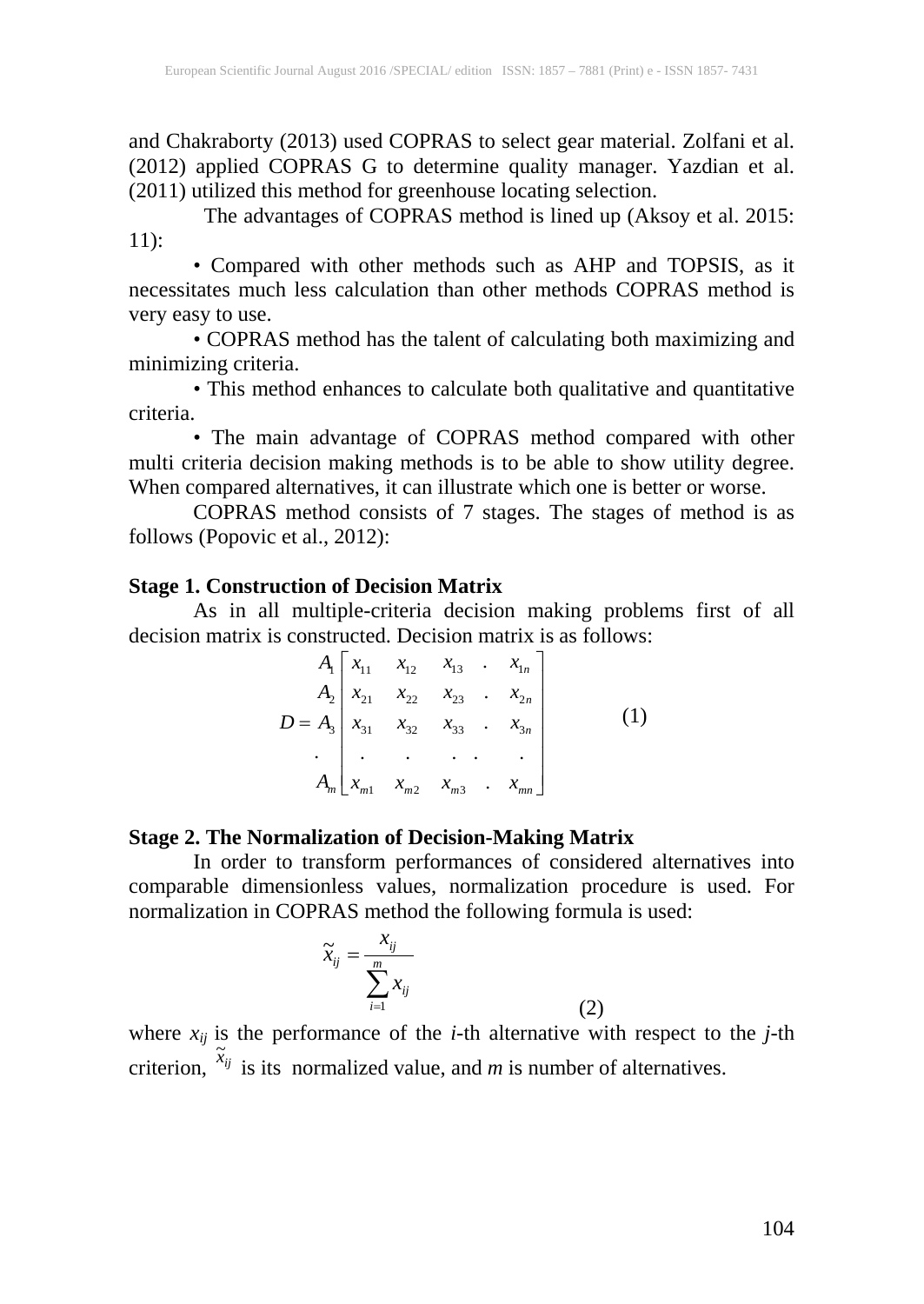and Chakraborty (2013) used COPRAS to select gear material. Zolfani et al. (2012) applied COPRAS G to determine quality manager. Yazdian et al. (2011) utilized this method for greenhouse locating selection.

The advantages of COPRAS method is lined up (Aksoy et al. 2015: 11):

• Compared with other methods such as AHP and TOPSIS, as it necessitates much less calculation than other methods COPRAS method is very easy to use.

• COPRAS method has the talent of calculating both maximizing and minimizing criteria.

• This method enhances to calculate both qualitative and quantitative criteria.

• The main advantage of COPRAS method compared with other multi criteria decision making methods is to be able to show utility degree. When compared alternatives, it can illustrate which one is better or worse.

COPRAS method consists of 7 stages. The stages of method is as follows (Popovic et al., 2012):

**Stage 1. Construction of Decision Matrix**

As in all multiple-criteria decision making problems first of all decision matrix is constructed. Decision matrix is as follows:

$$D = \begin{matrix} A_1 \\ A_2 \\ A_3 \\ . \\ A_m \end{matrix} \begin{bmatrix} x_{11} & x_{12} & x_{13} & . & x_{1n} \\ x_{21} & x_{22} & x_{23} & . & x_{2n} \\ x_{31} & x_{32} & x_{33} & . & x_{3n} \\ . & . & . & . & . \\ x_{m1} & x_{m2} & x_{m3} & . & x_{mn} \end{bmatrix} \qquad (1)$$

**Stage 2. The Normalization of Decision-Making Matrix**

In order to transform performances of considered alternatives into comparable dimensionless values, normalization procedure is used. For normalization in COPRAS method the following formula is used:

$$\tilde{x}_{ij} = \frac{x_{ij}}{\sum_{i=1}^{m} x_{ij}} \qquad (2)$$

where $x_{ij}$ is the performance of the *i*-th alternative with respect to the *j*-th criterion, $\tilde{x}_{ij}$ is its normalized value, and *m* is number of alternatives.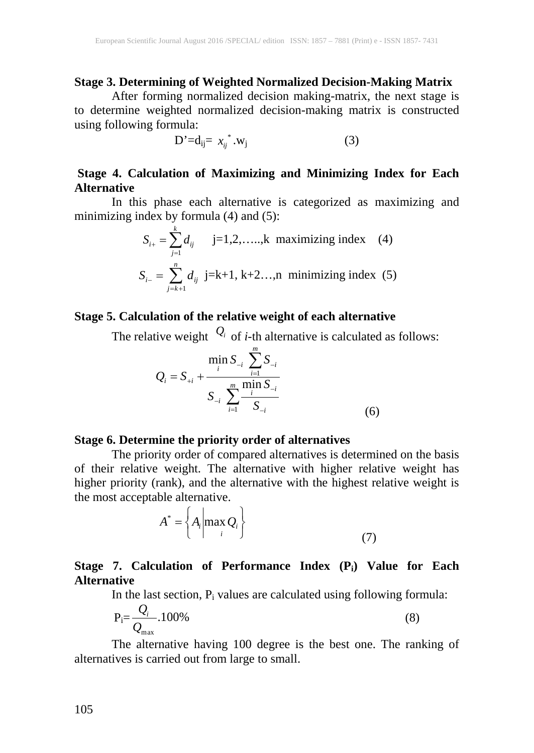**Stage 3. Determining of Weighted Normalized Decision-Making Matrix**

After forming normalized decision making-matrix, the next stage is to determine weighted normalized decision-making matrix is constructed using following formula:

$$D' = d_{ij} = x_{ij}^{*} . w_j \qquad (3)$$

**Stage 4. Calculation of Maximizing and Minimizing Index for Each Alternative**

In this phase each alternative is categorized as maximizing and minimizing index by formula (4) and (5):

$$S_{i+} = \sum_{j=1}^{k} d_{ij} \quad j=1,2,\ldots,k \text{ maximizing index} \quad (4)$$

$$S_{i-} = \sum_{j=k+1}^{n} d_{ij} \quad j=k+1, k+2\ldots,n \text{ minimizing index} \quad (5)$$

**Stage 5. Calculation of the relative weight of each alternative**

The relative weight $Q_i$ of *i*-th alternative is calculated as follows:

$$Q_i = S_{+i} + \frac{\min_i S_{-i} \sum_{i=1}^{m} S_{-i}}{S_{-i} \sum_{i=1}^{m} \frac{\min_i S_{-i}}{S_{-i}}} \qquad (6)$$

**Stage 6. Determine the priority order of alternatives**

The priority order of compared alternatives is determined on the basis of their relative weight. The alternative with higher relative weight has higher priority (rank), and the alternative with the highest relative weight is the most acceptable alternative.

$$A^{*} = \left\{ A_i \middle| \max_i Q_i \right\} \qquad (7)$$

**Stage 7. Calculation of Performance Index ($P_i$) Value for Each Alternative**

In the last section, $P_i$ values are calculated using following formula:

$$P_i = \frac{Q_i}{Q_{max}} .100\% \qquad (8)$$

The alternative having 100 degree is the best one. The ranking of alternatives is carried out from large to small.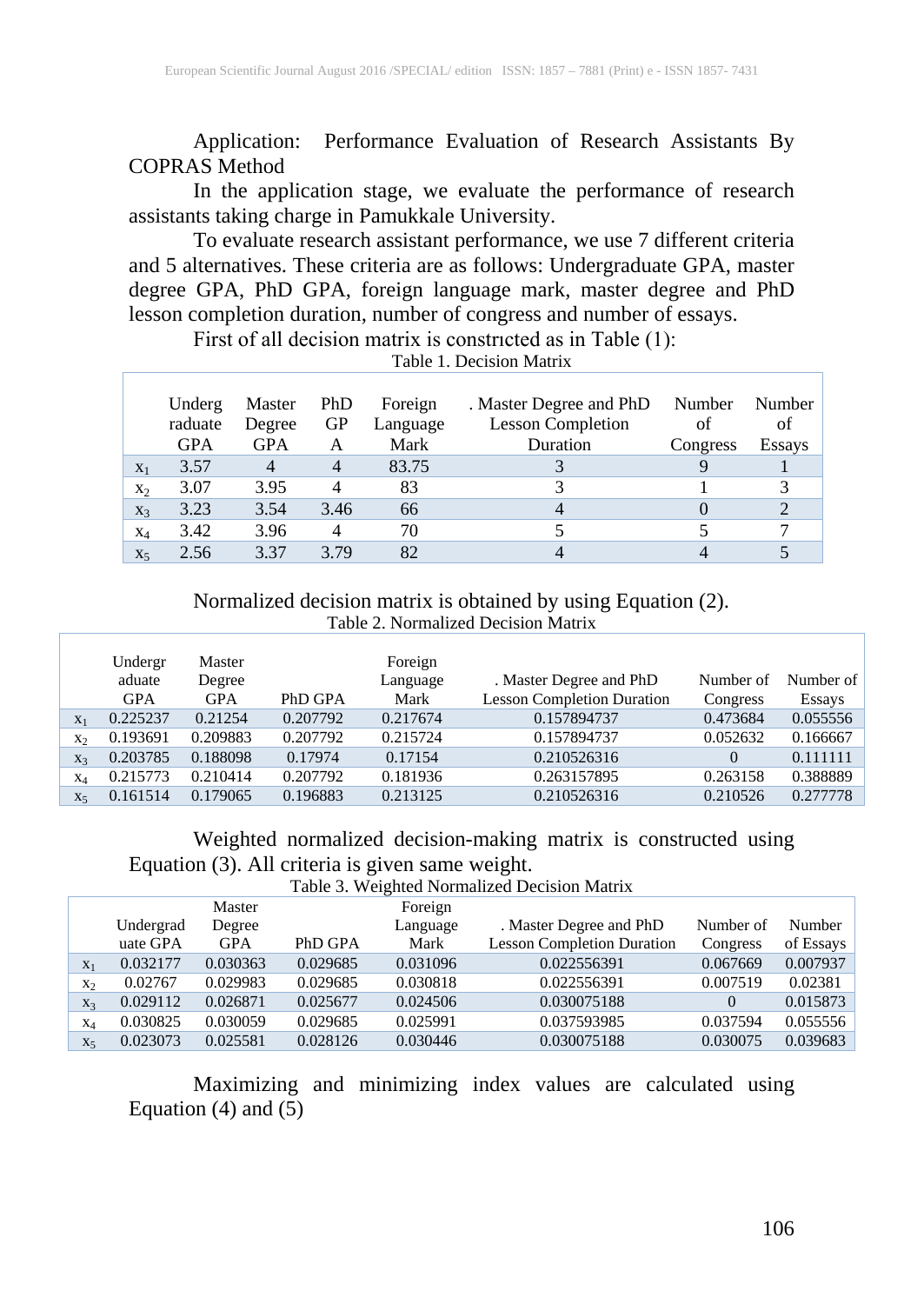Application: Performance Evaluation of Research Assistants By COPRAS Method

In the application stage, we evaluate the performance of research assistants taking charge in Pamukkale University.

To evaluate research assistant performance, we use 7 different criteria and 5 alternatives. These criteria are as follows: Undergraduate GPA, master degree GPA, PhD GPA, foreign language mark, master degree and PhD lesson completion duration, number of congress and number of essays.

First of all decision matrix is constrıcted as in Table (1):

Table 1. Decision Matrix

| | Undergraduate GPA | Master Degree GPA | PhD GPA | Foreign Language Mark | . Master Degree and PhD Lesson Completion Duration | Number of Congress | Number of Essays |
|---|---|---|---|---|---|---|---|
| $x_1$ | 3.57 | 4 | 4 | 83.75 | 3 | 9 | 1 |
| $x_2$ | 3.07 | 3.95 | 4 | 83 | 3 | 1 | 3 |
| $x_3$ | 3.23 | 3.54 | 3.46 | 66 | 4 | 0 | 2 |
| $x_4$ | 3.42 | 3.96 | 4 | 70 | 5 | 5 | 7 |
| $x_5$ | 2.56 | 3.37 | 3.79 | 82 | 4 | 4 | 5 |

Normalized decision matrix is obtained by using Equation (2).

Table 2. Normalized Decision Matrix

| | Undergraduate GPA | Master Degree GPA | PhD GPA | Foreign Language Mark | . Master Degree and PhD Lesson Completion Duration | Number of Congress | Number of Essays |
|---|---|---|---|---|---|---|---|
| $x_1$ | 0.225237 | 0.21254 | 0.207792 | 0.217674 | 0.157894737 | 0.473684 | 0.055556 |
| $x_2$ | 0.193691 | 0.209883 | 0.207792 | 0.215724 | 0.157894737 | 0.052632 | 0.166667 |
| $x_3$ | 0.203785 | 0.188098 | 0.17974 | 0.17154 | 0.210526316 | 0 | 0.111111 |
| $x_4$ | 0.215773 | 0.210414 | 0.207792 | 0.181936 | 0.263157895 | 0.263158 | 0.388889 |
| $x_5$ | 0.161514 | 0.179065 | 0.196883 | 0.213125 | 0.210526316 | 0.210526 | 0.277778 |

Weighted normalized decision-making matrix is constructed using Equation (3). All criteria is given same weight.

Table 3. Weighted Normalized Decision Matrix

| | Undergraduate GPA | Master Degree GPA | PhD GPA | Foreign Language Mark | . Master Degree and PhD Lesson Completion Duration | Number of Congress | Number of Essays |
|---|---|---|---|---|---|---|---|
| $x_1$ | 0.032177 | 0.030363 | 0.029685 | 0.031096 | 0.022556391 | 0.067669 | 0.007937 |
| $x_2$ | 0.02767 | 0.029983 | 0.029685 | 0.030818 | 0.022556391 | 0.007519 | 0.02381 |
| $x_3$ | 0.029112 | 0.026871 | 0.025677 | 0.024506 | 0.030075188 | 0 | 0.015873 |
| $x_4$ | 0.030825 | 0.030059 | 0.029685 | 0.025991 | 0.037593985 | 0.037594 | 0.055556 |
| $x_5$ | 0.023073 | 0.025581 | 0.028126 | 0.030446 | 0.030075188 | 0.030075 | 0.039683 |

Maximizing and minimizing index values are calculated using Equation (4) and (5)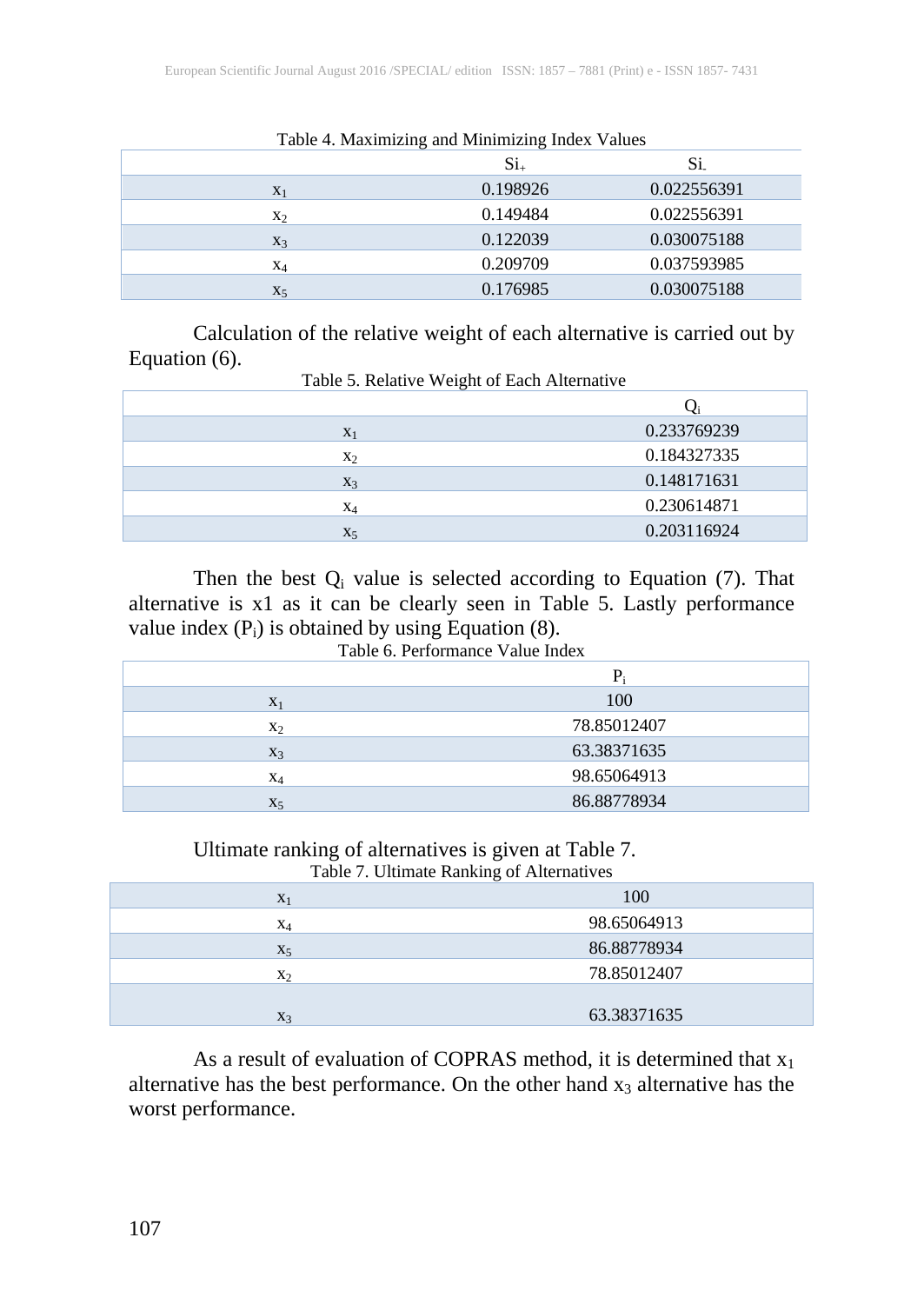Table 4. Maximizing and Minimizing Index Values

| | $S_{i+}$ | $S_{i-}$ |
|---|---|---|
| $x_1$ | 0.198926 | 0.022556391 |
| $x_2$ | 0.149484 | 0.022556391 |
| $x_3$ | 0.122039 | 0.030075188 |
| $x_4$ | 0.209709 | 0.037593985 |
| $x_5$ | 0.176985 | 0.030075188 |

Calculation of the relative weight of each alternative is carried out by Equation (6).

Table 5. Relative Weight of Each Alternative

| | $Q_i$ |
|---|---|
| $x_1$ | 0.233769239 |
| $x_2$ | 0.184327335 |
| $x_3$ | 0.148171631 |
| $x_4$ | 0.230614871 |
| $x_5$ | 0.203116924 |

Then the best $Q_i$ value is selected according to Equation (7). That alternative is x1 as it can be clearly seen in Table 5. Lastly performance value index ($P_i$) is obtained by using Equation (8).

Table 6. Performance Value Index

| | $P_i$ |
|---|---|
| $x_1$ | 100 |
| $x_2$ | 78.85012407 |
| $x_3$ | 63.38371635 |
| $x_4$ | 98.65064913 |
| $x_5$ | 86.88778934 |

Ultimate ranking of alternatives is given at Table 7.

Table 7. Ultimate Ranking of Alternatives

| | |
|---|---|
| $x_1$ | 100 |
| $x_4$ | 98.65064913 |
| $x_5$ | 86.88778934 |
| $x_2$ | 78.85012407 |
| $x_3$ | 63.38371635 |

As a result of evaluation of COPRAS method, it is determined that $x_1$ alternative has the best performance. On the other hand $x_3$ alternative has the worst performance.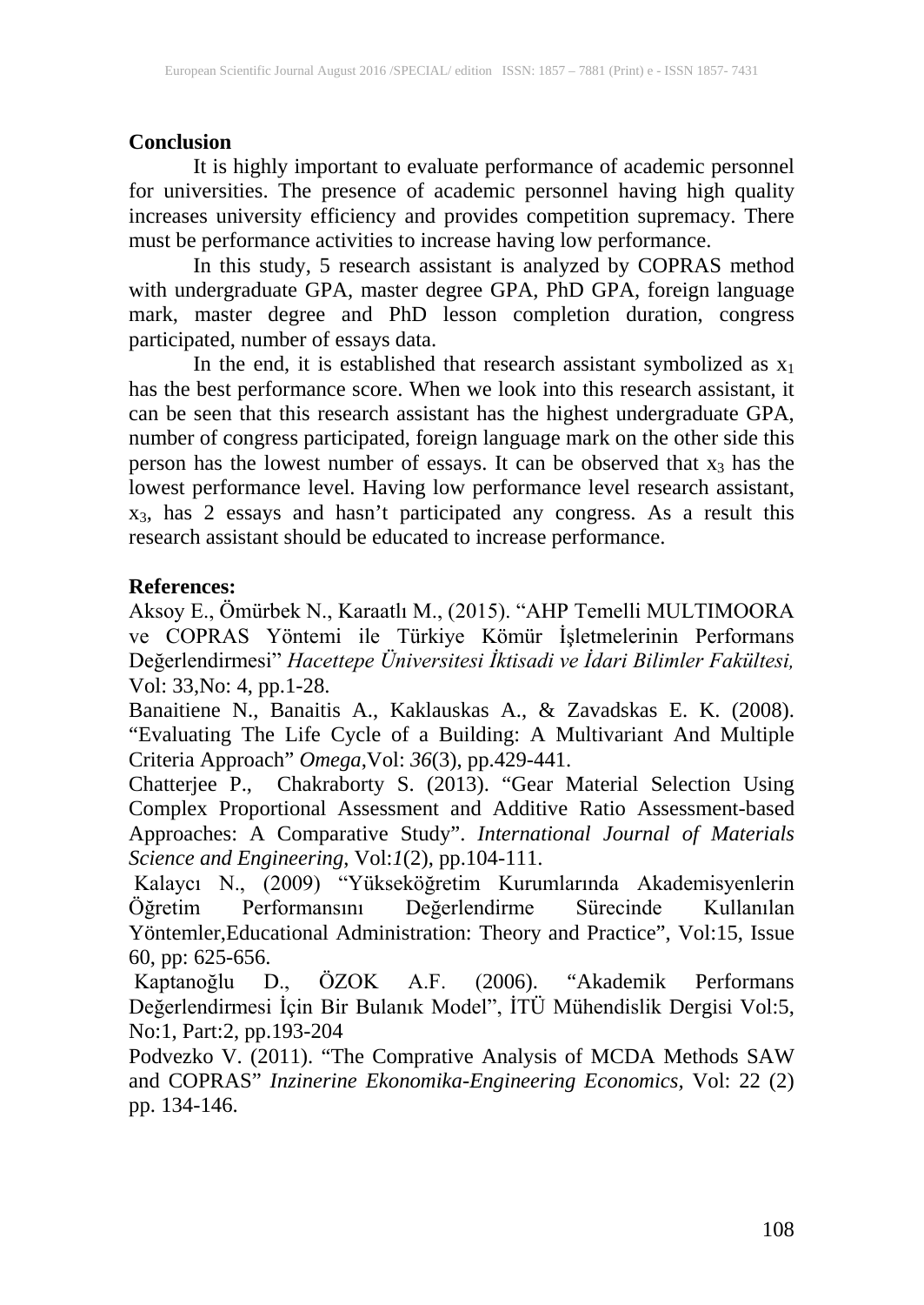## Conclusion

It is highly important to evaluate performance of academic personnel for universities. The presence of academic personnel having high quality increases university efficiency and provides competition supremacy. There must be performance activities to increase having low performance.

In this study, 5 research assistant is analyzed by COPRAS method with undergraduate GPA, master degree GPA, PhD GPA, foreign language mark, master degree and PhD lesson completion duration, congress participated, number of essays data.

In the end, it is established that research assistant symbolized as $x_1$ has the best performance score. When we look into this research assistant, it can be seen that this research assistant has the highest undergraduate GPA, number of congress participated, foreign language mark on the other side this person has the lowest number of essays. It can be observed that $x_3$ has the lowest performance level. Having low performance level research assistant, $x_3$, has 2 essays and hasn't participated any congress. As a result this research assistant should be educated to increase performance.

## References:

Aksoy E., Ömürbek N., Karaatlı M., (2015). "AHP Temelli MULTIMOORA ve COPRAS Yöntemi ile Türkiye Kömür İşletmelerinin Performans Değerlendirmesi" *Hacettepe Üniversitesi İktisadi ve İdari Bilimler Fakültesi,* Vol: 33,No: 4, pp.1-28.

Banaitiene N., Banaitis A., Kaklauskas A., & Zavadskas E. K. (2008). "Evaluating The Life Cycle of a Building: A Multivariant And Multiple Criteria Approach" *Omega*,Vol: *36*(3), pp.429-441.

Chatterjee P., Chakraborty S. (2013). "Gear Material Selection Using Complex Proportional Assessment and Additive Ratio Assessment-based Approaches: A Comparative Study". *International Journal of Materials Science and Engineering*, Vol:*1*(2), pp.104-111.

Kalaycı N., (2009) "Yükseköğretim Kurumlarında Akademisyenlerin Öğretim Performansını Değerlendirme Sürecinde Kullanılan Yöntemler,Educational Administration: Theory and Practice", Vol:15, Issue 60, pp: 625-656.

Kaptanoğlu D., ÖZOK A.F. (2006). "Akademik Performans Değerlendirmesi İçin Bir Bulanık Model", İTÜ Mühendislik Dergisi Vol:5, No:1, Part:2, pp.193-204

Podvezko V. (2011). "The Comprative Analysis of MCDA Methods SAW and COPRAS" *Inzinerine Ekonomika-Engineering Economics,* Vol: 22 (2) pp. 134-146.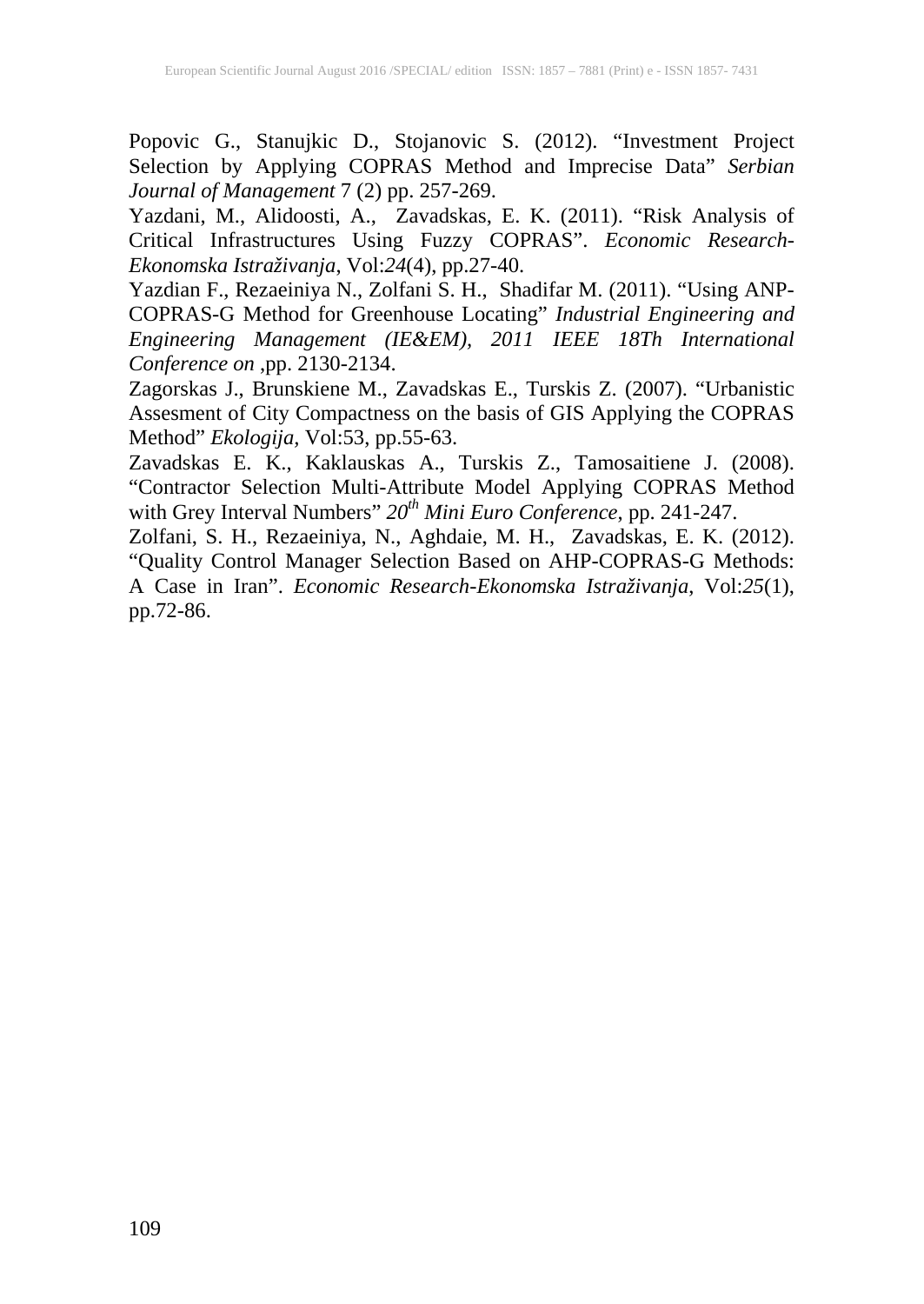Popovic G., Stanujkic D., Stojanovic S. (2012). “Investment Project Selection by Applying COPRAS Method and Imprecise Data” *Serbian Journal of Management* 7 (2) pp. 257-269.

Yazdani, M., Alidoosti, A., Zavadskas, E. K. (2011). “Risk Analysis of Critical Infrastructures Using Fuzzy COPRAS”. *Economic Research-Ekonomska Istraživanja*, Vol:*24*(4), pp.27-40.

Yazdian F., Rezaeiniya N., Zolfani S. H., Shadifar M. (2011). “Using ANP-COPRAS-G Method for Greenhouse Locating” *Industrial Engineering and Engineering Management (IE&EM), 2011 IEEE 18Th International Conference on* ,pp. 2130-2134.

Zagorskas J., Brunskiene M., Zavadskas E., Turskis Z. (2007). “Urbanistic Assesment of City Compactness on the basis of GIS Applying the COPRAS Method” *Ekologija*, Vol:53, pp.55-63.

Zavadskas E. K., Kaklauskas A., Turskis Z., Tamosaitiene J. (2008). “Contractor Selection Multi-Attribute Model Applying COPRAS Method with Grey Interval Numbers” *20th Mini Euro Conference*, pp. 241-247.

Zolfani, S. H., Rezaeiniya, N., Aghdaie, M. H., Zavadskas, E. K. (2012). “Quality Control Manager Selection Based on AHP-COPRAS-G Methods: A Case in Iran”. *Economic Research-Ekonomska Istraživanja*, Vol:*25*(1), pp.72-86.